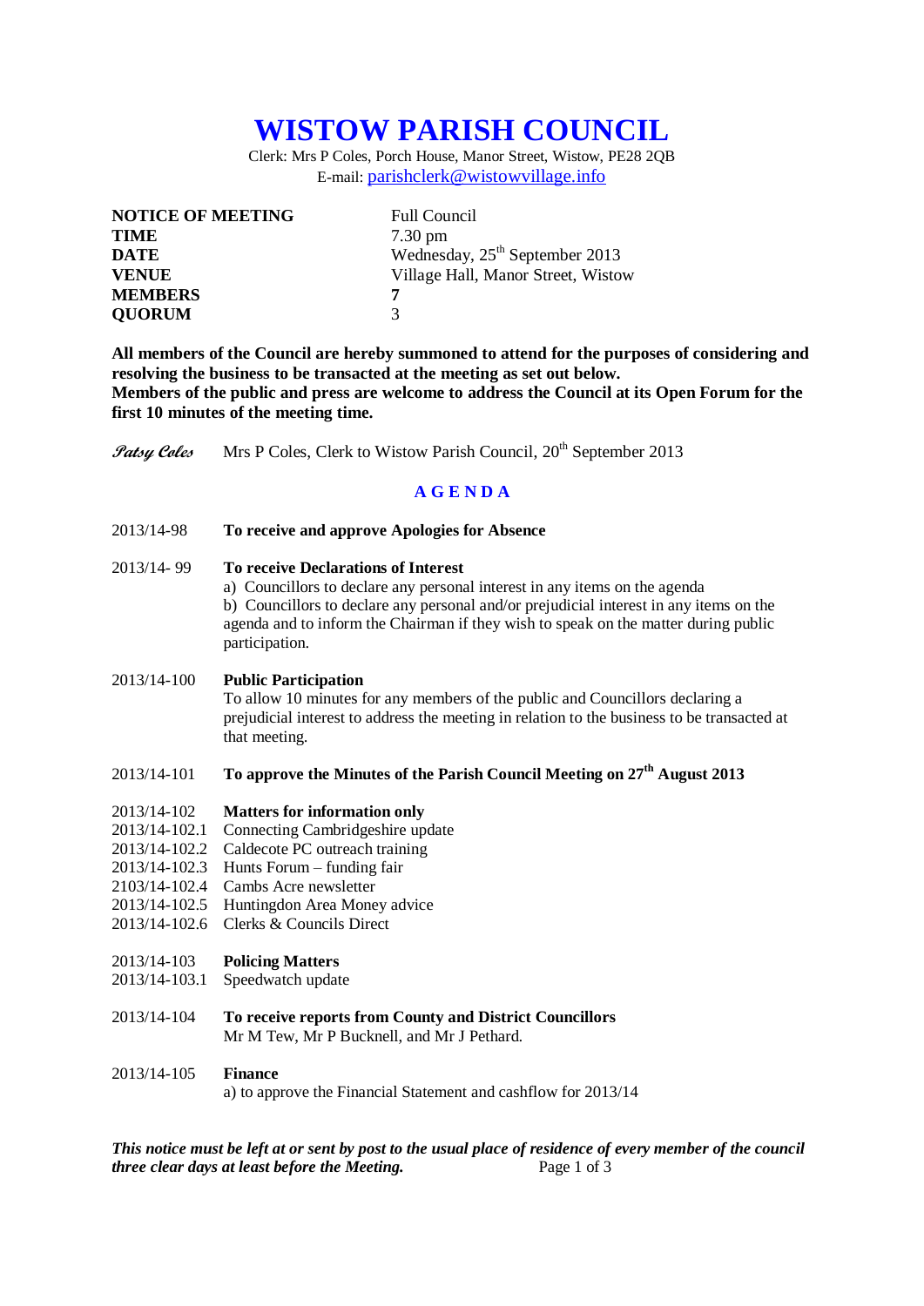# WISTOW PARISH COUNCIL

Clerk: Mrs P Coles, Porch House, Manor Street, Wistow, PE28 2QB
E-mail: parishclerk@wistowvillage.info

| | |
|---|---|
| **NOTICE OF MEETING** | Full Council |
| **TIME** | 7.30 pm |
| **DATE** | Wednesday, 25th September 2013 |
| **VENUE** | Village Hall, Manor Street, Wistow |
| **MEMBERS** | **7** |
| **QUORUM** | 3 |

**All members of the Council are hereby summoned to attend for the purposes of considering and resolving the business to be transacted at the meeting as set out below.**
**Members of the public and press are welcome to address the Council at its Open Forum for the first 10 minutes of the meeting time.**

*Patsy Coles* Mrs P Coles, Clerk to Wistow Parish Council, 20th September 2013

## A G E N D A

2013/14-98 **To receive and approve Apologies for Absence**

2013/14- 99 **To receive Declarations of Interest**
a) Councillors to declare any personal interest in any items on the agenda
b) Councillors to declare any personal and/or prejudicial interest in any items on the agenda and to inform the Chairman if they wish to speak on the matter during public participation.

2013/14-100 **Public Participation**
To allow 10 minutes for any members of the public and Councillors declaring a prejudicial interest to address the meeting in relation to the business to be transacted at that meeting.

2013/14-101 **To approve the Minutes of the Parish Council Meeting on 27th August 2013**

2013/14-102 **Matters for information only**
2013/14-102.1 Connecting Cambridgeshire update
2013/14-102.2 Caldecote PC outreach training
2013/14-102.3 Hunts Forum – funding fair
2103/14-102.4 Cambs Acre newsletter
2013/14-102.5 Huntingdon Area Money advice
2013/14-102.6 Clerks & Councils Direct

2013/14-103 **Policing Matters**
2013/14-103.1 Speedwatch update

2013/14-104 **To receive reports from County and District Councillors**
Mr M Tew, Mr P Bucknell, and Mr J Pethard.

2013/14-105 **Finance**
a) to approve the Financial Statement and cashflow for 2013/14

***This notice must be left at or sent by post to the usual place of residence of every member of the council three clear days at least before the Meeting.***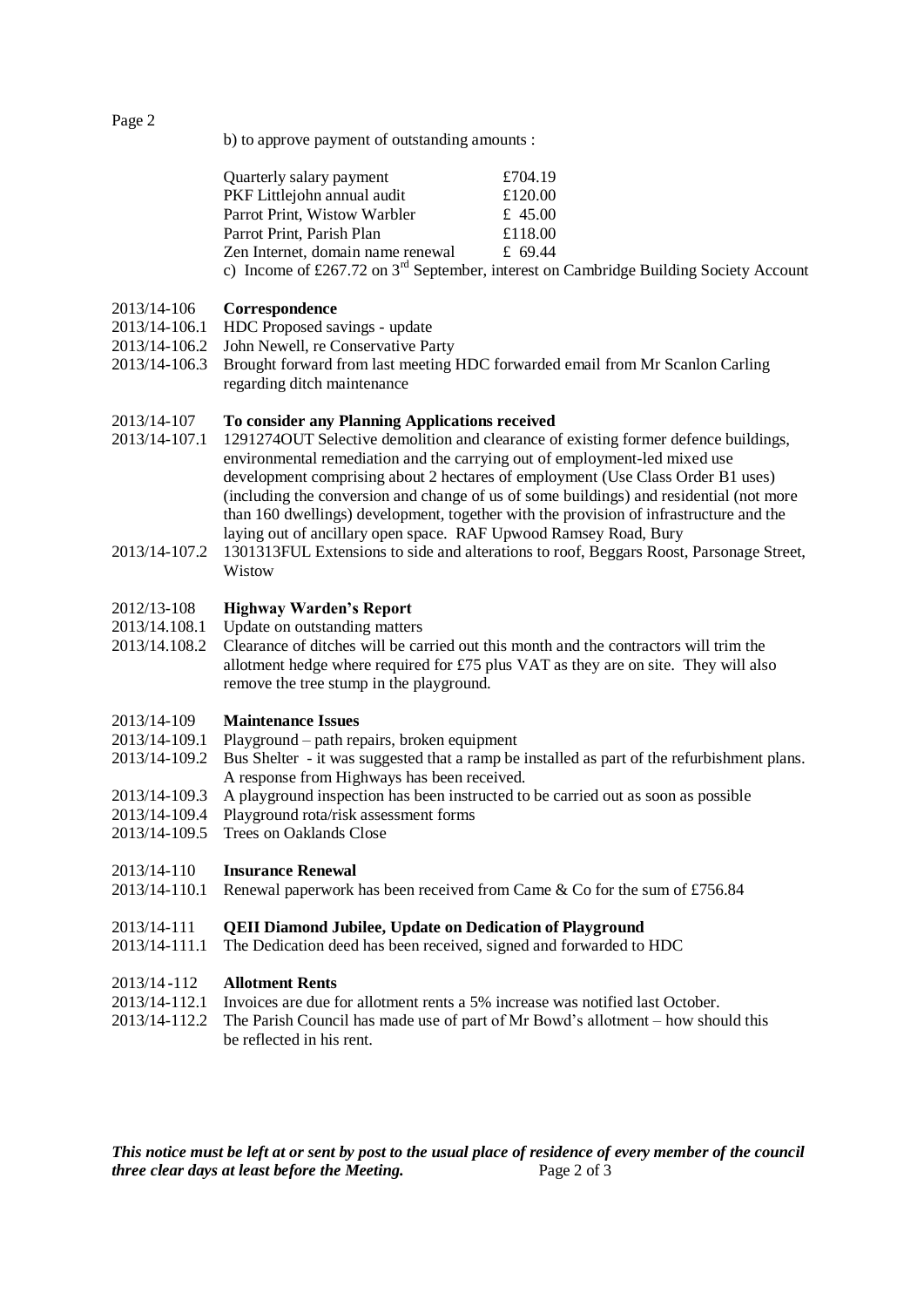b) to approve payment of outstanding amounts :

| | |
|---|---|
| Quarterly salary payment | £704.19 |
| PKF Littlejohn annual audit | £120.00 |
| Parrot Print, Wistow Warbler | £ 45.00 |
| Parrot Print, Parish Plan | £118.00 |
| Zen Internet, domain name renewal | £ 69.44 |

c) Income of £267.72 on 3rd September, interest on Cambridge Building Society Account

2013/14-106 **Correspondence**

2013/14-106.1 HDC Proposed savings - update

2013/14-106.2 John Newell, re Conservative Party

2013/14-106.3 Brought forward from last meeting HDC forwarded email from Mr Scanlon Carling regarding ditch maintenance

2013/14-107 **To consider any Planning Applications received**

2013/14-107.1 1291274OUT Selective demolition and clearance of existing former defence buildings, environmental remediation and the carrying out of employment-led mixed use development comprising about 2 hectares of employment (Use Class Order B1 uses) (including the conversion and change of us of some buildings) and residential (not more than 160 dwellings) development, together with the provision of infrastructure and the laying out of ancillary open space. RAF Upwood Ramsey Road, Bury

2013/14-107.2 1301313FUL Extensions to side and alterations to roof, Beggars Roost, Parsonage Street, Wistow

2012/13-108 **Highway Warden's Report**

2013/14.108.1 Update on outstanding matters

2013/14.108.2 Clearance of ditches will be carried out this month and the contractors will trim the allotment hedge where required for £75 plus VAT as they are on site. They will also remove the tree stump in the playground.

2013/14-109 **Maintenance Issues**

2013/14-109.1 Playground – path repairs, broken equipment

2013/14-109.2 Bus Shelter - it was suggested that a ramp be installed as part of the refurbishment plans. A response from Highways has been received.

2013/14-109.3 A playground inspection has been instructed to be carried out as soon as possible

2013/14-109.4 Playground rota/risk assessment forms

2013/14-109.5 Trees on Oaklands Close

2013/14-110 **Insurance Renewal**

2013/14-110.1 Renewal paperwork has been received from Came & Co for the sum of £756.84

2013/14-111 **QEII Diamond Jubilee, Update on Dedication of Playground**

2013/14-111.1 The Dedication deed has been received, signed and forwarded to HDC

2013/14-112 **Allotment Rents**

2013/14-112.1 Invoices are due for allotment rents a 5% increase was notified last October.

2013/14-112.2 The Parish Council has made use of part of Mr Bowd's allotment – how should this be reflected in his rent.

***This notice must be left at or sent by post to the usual place of residence of every member of the council three clear days at least before the Meeting.***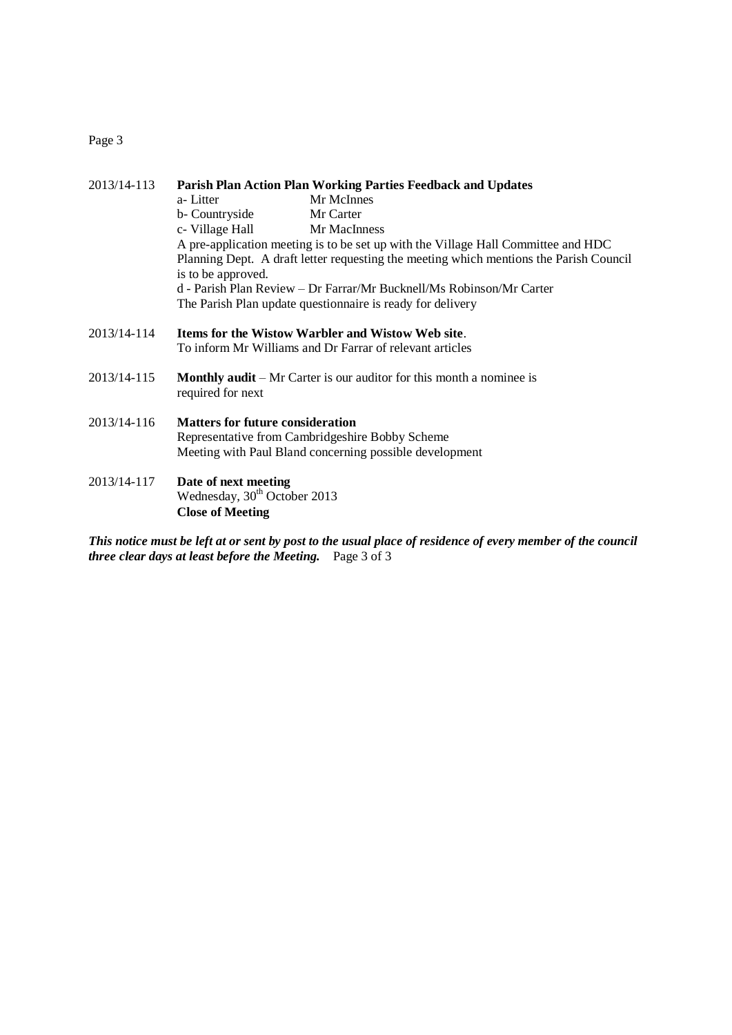2013/14-113 **Parish Plan Action Plan Working Parties Feedback and Updates**

a- Litter Mr McInnes
b- Countryside Mr Carter
c- Village Hall Mr MacInness

A pre-application meeting is to be set up with the Village Hall Committee and HDC Planning Dept. A draft letter requesting the meeting which mentions the Parish Council is to be approved.

d - Parish Plan Review – Dr Farrar/Mr Bucknell/Ms Robinson/Mr Carter
The Parish Plan update questionnaire is ready for delivery

2013/14-114 **Items for the Wistow Warbler and Wistow Web site**.
To inform Mr Williams and Dr Farrar of relevant articles

2013/14-115 **Monthly audit** – Mr Carter is our auditor for this month a nominee is required for next

2013/14-116 **Matters for future consideration**
Representative from Cambridgeshire Bobby Scheme
Meeting with Paul Bland concerning possible development

2013/14-117 **Date of next meeting**
Wednesday, 30th October 2013
**Close of Meeting**

***This notice must be left at or sent by post to the usual place of residence of every member of the council three clear days at least before the Meeting.***